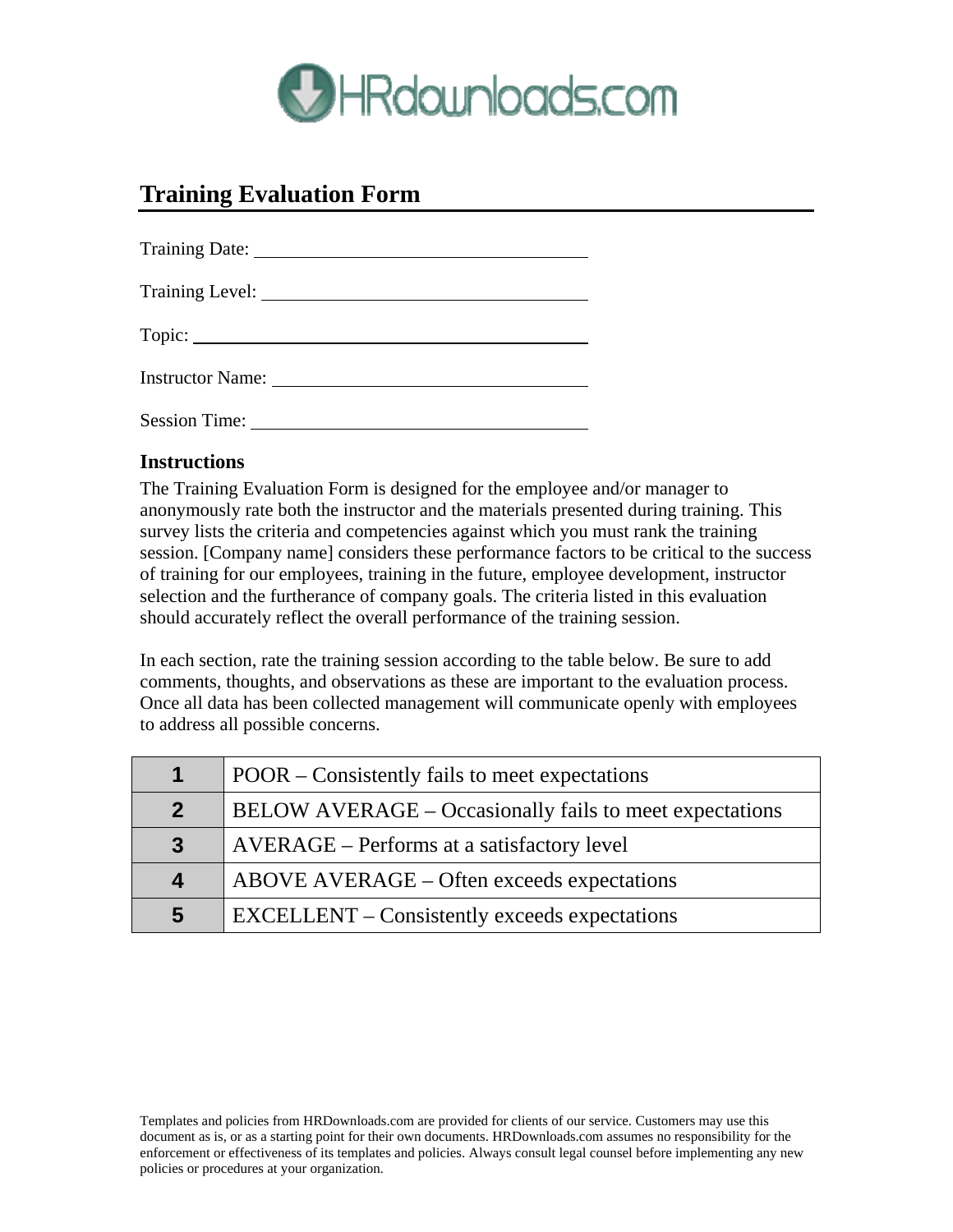# Training Evaluation Form

Training Date: \_\_\_\_\_\_\_\_\_\_\_\_\_\_\_\_\_\_\_\_\_\_\_\_\_\_\_\_\_\_\_\_\_\_\_\_

Training Level: \_\_\_\_\_\_\_\_\_\_\_\_\_\_\_\_\_\_\_\_\_\_\_\_\_\_\_\_\_\_\_\_\_\_\_\_

Topic: \_\_\_\_\_\_\_\_\_\_\_\_\_\_\_\_\_\_\_\_\_\_\_\_\_\_\_\_\_\_\_\_\_\_\_\_

Instructor Name: \_\_\_\_\_\_\_\_\_\_\_\_\_\_\_\_\_\_\_\_\_\_\_\_\_\_\_\_\_\_\_\_\_\_\_\_

Session Time: \_\_\_\_\_\_\_\_\_\_\_\_\_\_\_\_\_\_\_\_\_\_\_\_\_\_\_\_\_\_\_\_\_\_\_\_

## Instructions

The Training Evaluation Form is designed for the employee and/or manager to anonymously rate both the instructor and the materials presented during training. This survey lists the criteria and competencies against which you must rank the training session. [Company name] considers these performance factors to be critical to the success of training for our employees, training in the future, employee development, instructor selection and the furtherance of company goals. The criteria listed in this evaluation should accurately reflect the overall performance of the training session.

In each section, rate the training session according to the table below. Be sure to add comments, thoughts, and observations as these are important to the evaluation process. Once all data has been collected management will communicate openly with employees to address all possible concerns.

| | |
|---|---|
| **1** | POOR – Consistently fails to meet expectations |
| **2** | BELOW AVERAGE – Occasionally fails to meet expectations |
| **3** | AVERAGE – Performs at a satisfactory level |
| **4** | ABOVE AVERAGE – Often exceeds expectations |
| **5** | EXCELLENT – Consistently exceeds expectations |

Templates and policies from HRDownloads.com are provided for clients of our service. Customers may use this document as is, or as a starting point for their own documents. HRDownloads.com assumes no responsibility for the enforcement or effectiveness of its templates and policies. Always consult legal counsel before implementing any new policies or procedures at your organization.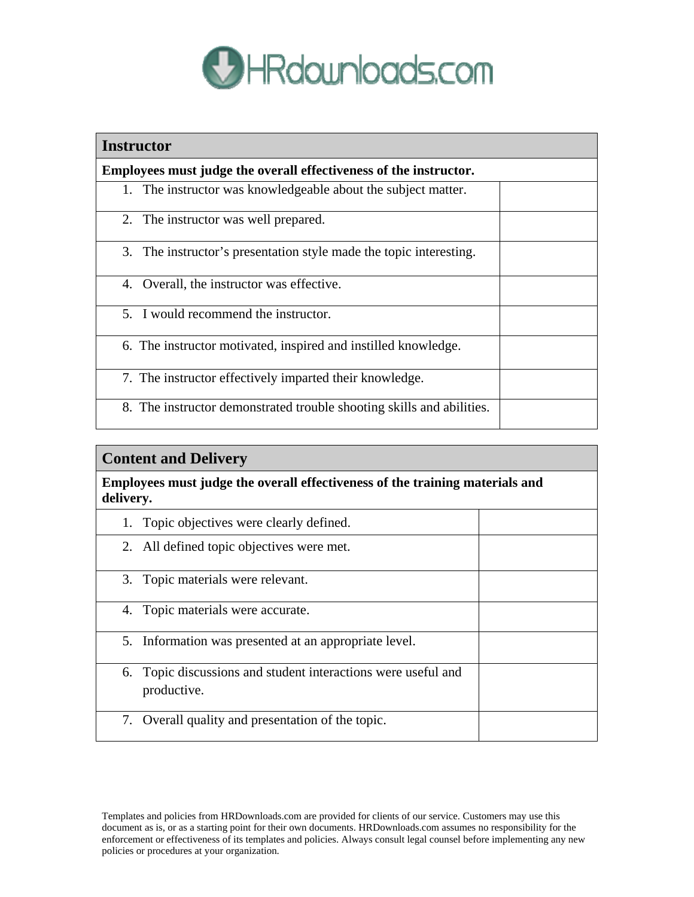| Instructor | |
|---|---|
| **Employees must judge the overall effectiveness of the instructor.** | |
| 1. The instructor was knowledgeable about the subject matter. | |
| 2. The instructor was well prepared. | |
| 3. The instructor's presentation style made the topic interesting. | |
| 4. Overall, the instructor was effective. | |
| 5. I would recommend the instructor. | |
| 6. The instructor motivated, inspired and instilled knowledge. | |
| 7. The instructor effectively imparted their knowledge. | |
| 8. The instructor demonstrated trouble shooting skills and abilities. | |

| Content and Delivery | |
|---|---|
| **Employees must judge the overall effectiveness of the training materials and delivery.** | |
| 1. Topic objectives were clearly defined. | |
| 2. All defined topic objectives were met. | |
| 3. Topic materials were relevant. | |
| 4. Topic materials were accurate. | |
| 5. Information was presented at an appropriate level. | |
| 6. Topic discussions and student interactions were useful and productive. | |
| 7. Overall quality and presentation of the topic. | |

Templates and policies from HRDownloads.com are provided for clients of our service. Customers may use this document as is, or as a starting point for their own documents. HRDownloads.com assumes no responsibility for the enforcement or effectiveness of its templates and policies. Always consult legal counsel before implementing any new policies or procedures at your organization.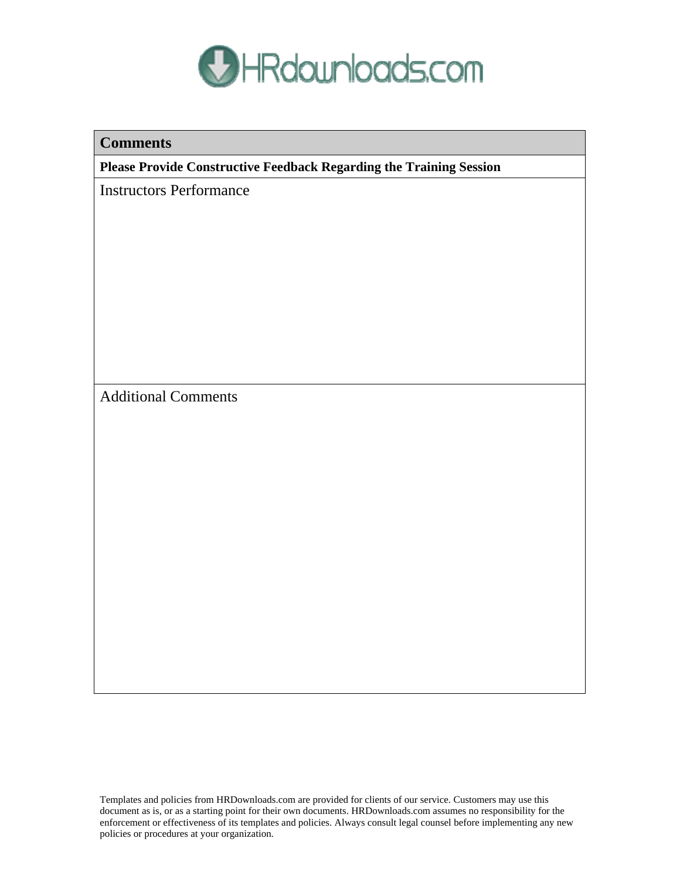| Comments |
| --- |
| **Please Provide Constructive Feedback Regarding the Training Session** |
| Instructors Performance |
| Additional Comments |

Templates and policies from HRDownloads.com are provided for clients of our service. Customers may use this document as is, or as a starting point for their own documents. HRDownloads.com assumes no responsibility for the enforcement or effectiveness of its templates and policies. Always consult legal counsel before implementing any new policies or procedures at your organization.